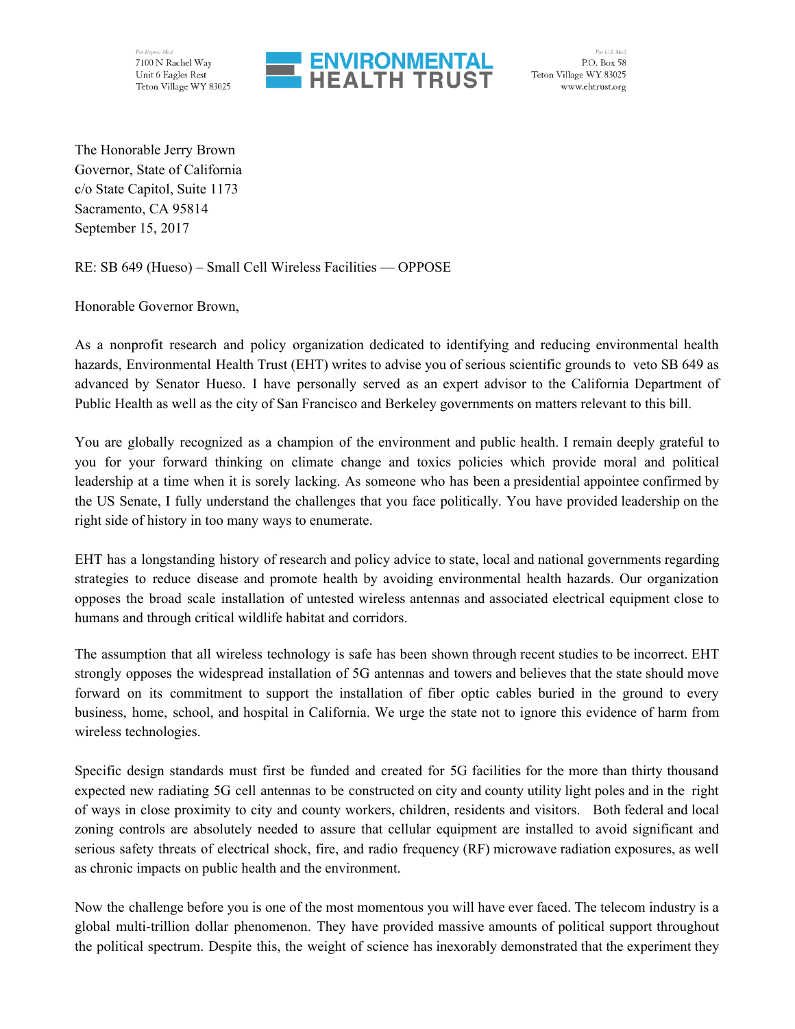For Express Mail
7100 N Rachel Way
Unit 6 Eagles Rest
Teton Village WY 83025

**ENVIRONMENTAL HEALTH TRUST**

For U.S. Mail
P.O. Box 58
Teton Village WY 83025
www.ehtrust.org

The Honorable Jerry Brown
Governor, State of California
c/o State Capitol, Suite 1173
Sacramento, CA 95814
September 15, 2017

RE: SB 649 (Hueso) – Small Cell Wireless Facilities — OPPOSE

Honorable Governor Brown,

As a nonprofit research and policy organization dedicated to identifying and reducing environmental health hazards, Environmental Health Trust (EHT) writes to advise you of serious scientific grounds to veto SB 649 as advanced by Senator Hueso. I have personally served as an expert advisor to the California Department of Public Health as well as the city of San Francisco and Berkeley governments on matters relevant to this bill.

You are globally recognized as a champion of the environment and public health. I remain deeply grateful to you for your forward thinking on climate change and toxics policies which provide moral and political leadership at a time when it is sorely lacking. As someone who has been a presidential appointee confirmed by the US Senate, I fully understand the challenges that you face politically. You have provided leadership on the right side of history in too many ways to enumerate.

EHT has a longstanding history of research and policy advice to state, local and national governments regarding strategies to reduce disease and promote health by avoiding environmental health hazards. Our organization opposes the broad scale installation of untested wireless antennas and associated electrical equipment close to humans and through critical wildlife habitat and corridors.

The assumption that all wireless technology is safe has been shown through recent studies to be incorrect. EHT strongly opposes the widespread installation of 5G antennas and towers and believes that the state should move forward on its commitment to support the installation of fiber optic cables buried in the ground to every business, home, school, and hospital in California. We urge the state not to ignore this evidence of harm from wireless technologies.

Specific design standards must first be funded and created for 5G facilities for the more than thirty thousand expected new radiating 5G cell antennas to be constructed on city and county utility light poles and in the right of ways in close proximity to city and county workers, children, residents and visitors. Both federal and local zoning controls are absolutely needed to assure that cellular equipment are installed to avoid significant and serious safety threats of electrical shock, fire, and radio frequency (RF) microwave radiation exposures, as well as chronic impacts on public health and the environment.

Now the challenge before you is one of the most momentous you will have ever faced. The telecom industry is a global multi-trillion dollar phenomenon. They have provided massive amounts of political support throughout the political spectrum. Despite this, the weight of science has inexorably demonstrated that the experiment they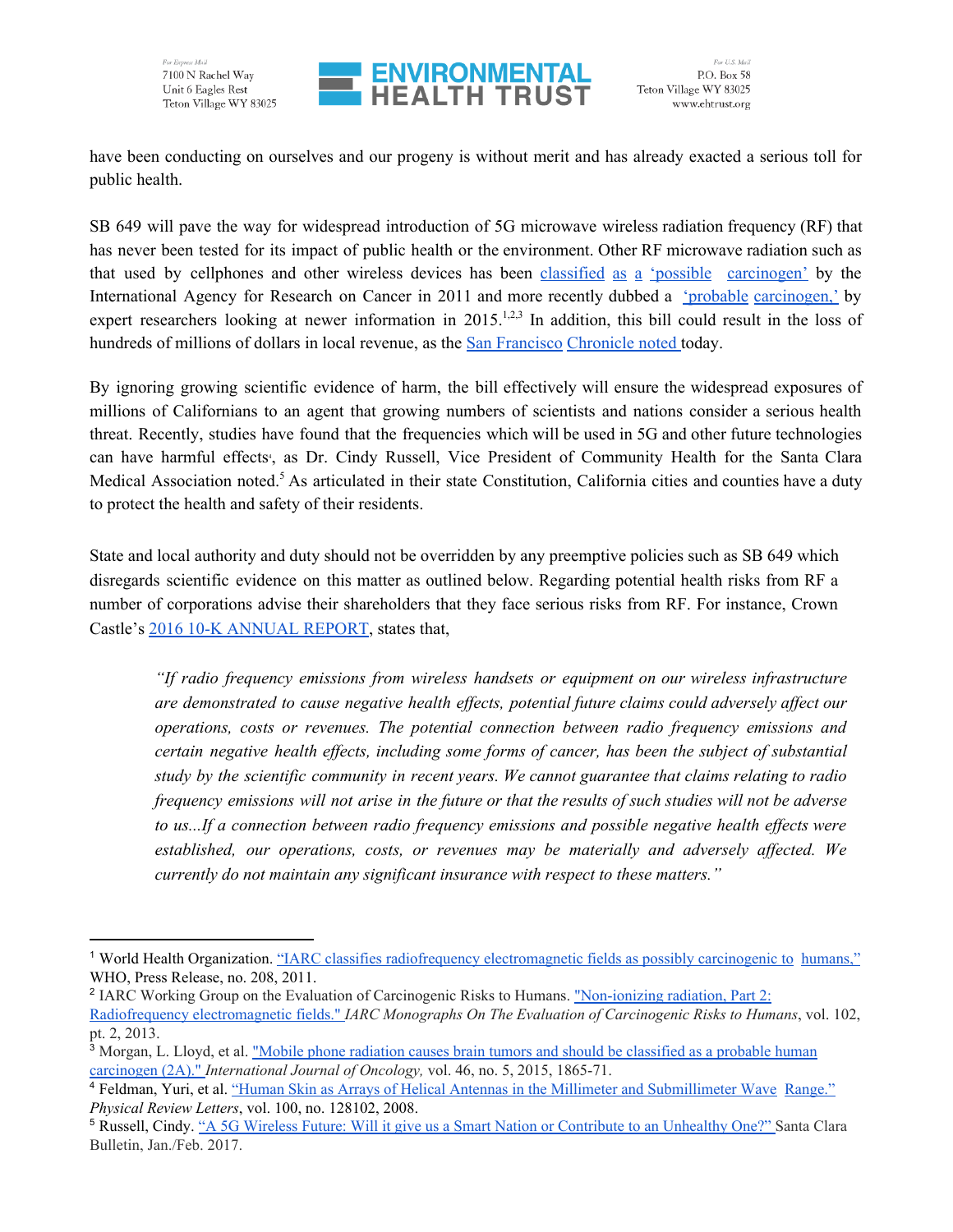have been conducting on ourselves and our progeny is without merit and has already exacted a serious toll for public health.

SB 649 will pave the way for widespread introduction of 5G microwave wireless radiation frequency (RF) that has never been tested for its impact of public health or the environment. Other RF microwave radiation such as that used by cellphones and other wireless devices has been classified as a 'possible carcinogen' by the International Agency for Research on Cancer in 2011 and more recently dubbed a 'probable carcinogen,' by expert researchers looking at newer information in 2015.[1,2,3] In addition, this bill could result in the loss of hundreds of millions of dollars in local revenue, as the San Francisco Chronicle noted today.

By ignoring growing scientific evidence of harm, the bill effectively will ensure the widespread exposures of millions of Californians to an agent that growing numbers of scientists and nations consider a serious health threat. Recently, studies have found that the frequencies which will be used in 5G and other future technologies can have harmful effects[4], as Dr. Cindy Russell, Vice President of Community Health for the Santa Clara Medical Association noted.[5] As articulated in their state Constitution, California cities and counties have a duty to protect the health and safety of their residents.

State and local authority and duty should not be overridden by any preemptive policies such as SB 649 which disregards scientific evidence on this matter as outlined below. Regarding potential health risks from RF a number of corporations advise their shareholders that they face serious risks from RF. For instance, Crown Castle's 2016 10-K ANNUAL REPORT, states that,

> *"If radio frequency emissions from wireless handsets or equipment on our wireless infrastructure are demonstrated to cause negative health effects, potential future claims could adversely affect our operations, costs or revenues. The potential connection between radio frequency emissions and certain negative health effects, including some forms of cancer, has been the subject of substantial study by the scientific community in recent years. We cannot guarantee that claims relating to radio frequency emissions will not arise in the future or that the results of such studies will not be adverse to us...If a connection between radio frequency emissions and possible negative health effects were established, our operations, costs, or revenues may be materially and adversely affected. We currently do not maintain any significant insurance with respect to these matters."*

---

[1] World Health Organization. "IARC classifies radiofrequency electromagnetic fields as possibly carcinogenic to humans," WHO, Press Release, no. 208, 2011.

[2] IARC Working Group on the Evaluation of Carcinogenic Risks to Humans. "Non-ionizing radiation, Part 2: Radiofrequency electromagnetic fields." *IARC Monographs On The Evaluation of Carcinogenic Risks to Humans*, vol. 102, pt. 2, 2013.

[3] Morgan, L. Lloyd, et al. "Mobile phone radiation causes brain tumors and should be classified as a probable human carcinogen (2A)." *International Journal of Oncology,* vol. 46, no. 5, 2015, 1865-71.

[4] Feldman, Yuri, et al. "Human Skin as Arrays of Helical Antennas in the Millimeter and Submillimeter Wave Range." *Physical Review Letters*, vol. 100, no. 128102, 2008.

[5] Russell, Cindy. "A 5G Wireless Future: Will it give us a Smart Nation or Contribute to an Unhealthy One?" Santa Clara Bulletin, Jan./Feb. 2017.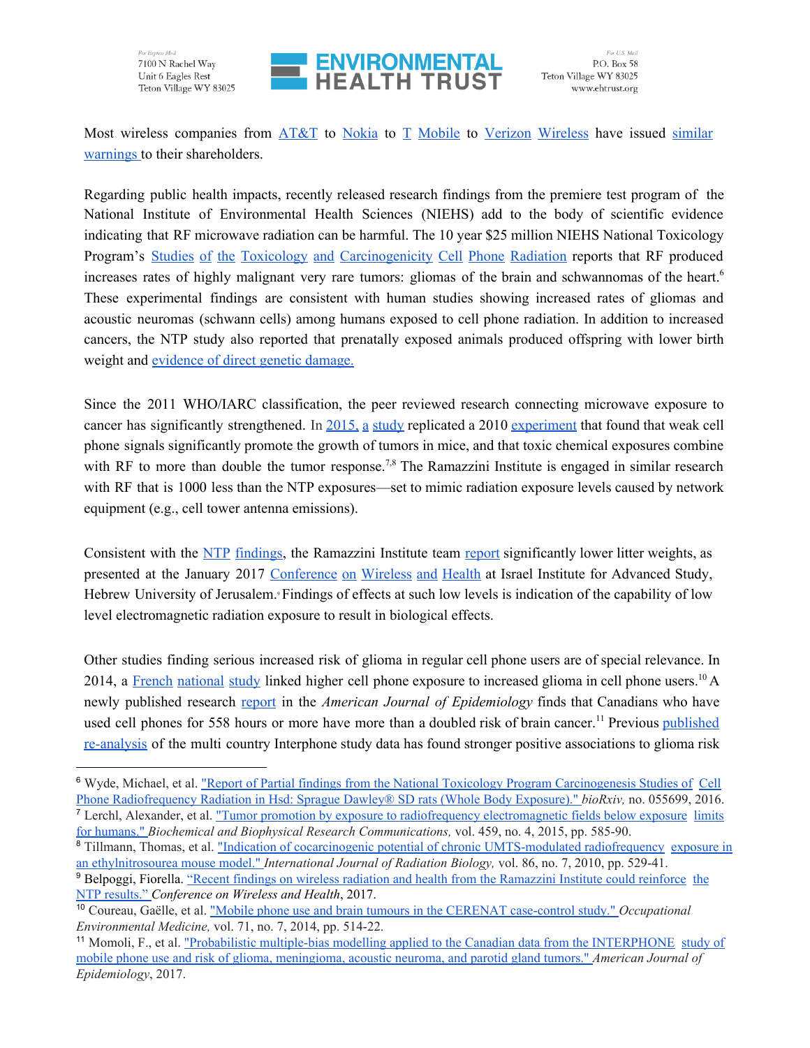Most wireless companies from AT&T to Nokia to T Mobile to Verizon Wireless have issued similar warnings to their shareholders.

Regarding public health impacts, recently released research findings from the premiere test program of the National Institute of Environmental Health Sciences (NIEHS) add to the body of scientific evidence indicating that RF microwave radiation can be harmful. The 10 year $25 million NIEHS National Toxicology Program's Studies of the Toxicology and Carcinogenicity Cell Phone Radiation reports that RF produced increases rates of highly malignant very rare tumors: gliomas of the brain and schwannomas of the heart.[6] These experimental findings are consistent with human studies showing increased rates of gliomas and acoustic neuromas (schwann cells) among humans exposed to cell phone radiation. In addition to increased cancers, the NTP study also reported that prenatally exposed animals produced offspring with lower birth weight and evidence of direct genetic damage.

Since the 2011 WHO/IARC classification, the peer reviewed research connecting microwave exposure to cancer has significantly strengthened. In 2015, a study replicated a 2010 experiment that found that weak cell phone signals significantly promote the growth of tumors in mice, and that toxic chemical exposures combine with RF to more than double the tumor response.[7,8] The Ramazzini Institute is engaged in similar research with RF that is 1000 less than the NTP exposures—set to mimic radiation exposure levels caused by network equipment (e.g., cell tower antenna emissions).

Consistent with the NTP findings, the Ramazzini Institute team report significantly lower litter weights, as presented at the January 2017 Conference on Wireless and Health at Israel Institute for Advanced Study, Hebrew University of Jerusalem.[9] Findings of effects at such low levels is indication of the capability of low level electromagnetic radiation exposure to result in biological effects.

Other studies finding serious increased risk of glioma in regular cell phone users are of special relevance. In 2014, a French national study linked higher cell phone exposure to increased glioma in cell phone users.[10] A newly published research report in the *American Journal of Epidemiology* finds that Canadians who have used cell phones for 558 hours or more have more than a doubled risk of brain cancer.[11] Previous published re-analysis of the multi country Interphone study data has found stronger positive associations to glioma risk

---

[6] Wyde, Michael, et al. "Report of Partial findings from the National Toxicology Program Carcinogenesis Studies of Cell Phone Radiofrequency Radiation in Hsd: Sprague Dawley® SD rats (Whole Body Exposure)." *bioRxiv,* no. 055699, 2016.

[7] Lerchl, Alexander, et al. "Tumor promotion by exposure to radiofrequency electromagnetic fields below exposure limits for humans." *Biochemical and Biophysical Research Communications,* vol. 459, no. 4, 2015, pp. 585-90.

[8] Tillmann, Thomas, et al. "Indication of cocarcinogenic potential of chronic UMTS-modulated radiofrequency exposure in an ethylnitrosourea mouse model." *International Journal of Radiation Biology,* vol. 86, no. 7, 2010, pp. 529-41.

[9] Belpoggi, Fiorella. "Recent findings on wireless radiation and health from the Ramazzini Institute could reinforce the NTP results." *Conference on Wireless and Health*, 2017.

[10] Coureau, Gaëlle, et al. "Mobile phone use and brain tumours in the CERENAT case-control study." *Occupational Environmental Medicine,* vol. 71, no. 7, 2014, pp. 514-22.

[11] Momoli, F., et al. "Probabilistic multiple-bias modelling applied to the Canadian data from the INTERPHONE study of mobile phone use and risk of glioma, meningioma, acoustic neuroma, and parotid gland tumors." *American Journal of Epidemiology*, 2017.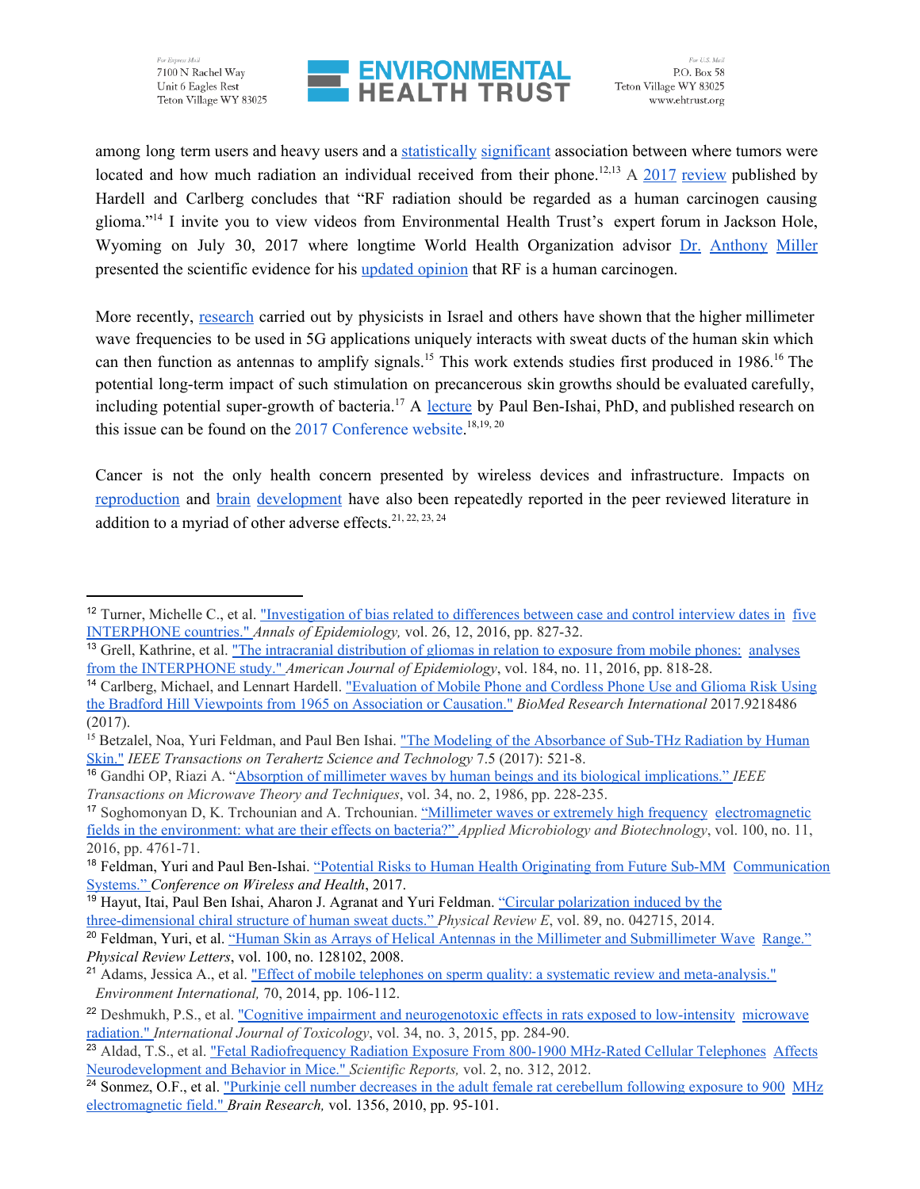among long term users and heavy users and a statistically significant association between where tumors were located and how much radiation an individual received from their phone.[12,13] A 2017 review published by Hardell and Carlberg concludes that "RF radiation should be regarded as a human carcinogen causing glioma."[14] I invite you to view videos from Environmental Health Trust's expert forum in Jackson Hole, Wyoming on July 30, 2017 where longtime World Health Organization advisor Dr. Anthony Miller presented the scientific evidence for his updated opinion that RF is a human carcinogen.

More recently, research carried out by physicists in Israel and others have shown that the higher millimeter wave frequencies to be used in 5G applications uniquely interacts with sweat ducts of the human skin which can then function as antennas to amplify signals.[15] This work extends studies first produced in 1986.[16] The potential long-term impact of such stimulation on precancerous skin growths should be evaluated carefully, including potential super-growth of bacteria.[17] A lecture by Paul Ben-Ishai, PhD, and published research on this issue can be found on the 2017 Conference website.[18,19, 20]

Cancer is not the only health concern presented by wireless devices and infrastructure. Impacts on reproduction and brain development have also been repeatedly reported in the peer reviewed literature in addition to a myriad of other adverse effects.[21, 22, 23, 24]

---

[12] Turner, Michelle C., et al. "Investigation of bias related to differences between case and control interview dates in five INTERPHONE countries." *Annals of Epidemiology,* vol. 26, 12, 2016, pp. 827-32.

[13] Grell, Kathrine, et al. "The intracranial distribution of gliomas in relation to exposure from mobile phones: analyses from the INTERPHONE study." *American Journal of Epidemiology*, vol. 184, no. 11, 2016, pp. 818-28.

[14] Carlberg, Michael, and Lennart Hardell. "Evaluation of Mobile Phone and Cordless Phone Use and Glioma Risk Using the Bradford Hill Viewpoints from 1965 on Association or Causation." *BioMed Research International* 2017.9218486 (2017).

[15] Betzalel, Noa, Yuri Feldman, and Paul Ben Ishai. "The Modeling of the Absorbance of Sub-THz Radiation by Human Skin." *IEEE Transactions on Terahertz Science and Technology* 7.5 (2017): 521-8.

[16] Gandhi OP, Riazi A. "Absorption of millimeter waves by human beings and its biological implications." *IEEE Transactions on Microwave Theory and Techniques*, vol. 34, no. 2, 1986, pp. 228-235.

[17] Soghomonyan D, K. Trchounian and A. Trchounian. "Millimeter waves or extremely high frequency electromagnetic fields in the environment: what are their effects on bacteria?" *Applied Microbiology and Biotechnology*, vol. 100, no. 11, 2016, pp. 4761-71.

[18] Feldman, Yuri and Paul Ben-Ishai. "Potential Risks to Human Health Originating from Future Sub-MM Communication Systems." *Conference on Wireless and Health*, 2017.

[19] Hayut, Itai, Paul Ben Ishai, Aharon J. Agranat and Yuri Feldman. "Circular polarization induced by the three-dimensional chiral structure of human sweat ducts." *Physical Review E*, vol. 89, no. 042715, 2014.

[20] Feldman, Yuri, et al. "Human Skin as Arrays of Helical Antennas in the Millimeter and Submillimeter Wave Range." *Physical Review Letters*, vol. 100, no. 128102, 2008.

[21] Adams, Jessica A., et al. "Effect of mobile telephones on sperm quality: a systematic review and meta-analysis." *Environment International,* 70, 2014, pp. 106-112.

[22] Deshmukh, P.S., et al. "Cognitive impairment and neurogenotoxic effects in rats exposed to low-intensity microwave radiation." *International Journal of Toxicology*, vol. 34, no. 3, 2015, pp. 284-90.

[23] Aldad, T.S., et al. "Fetal Radiofrequency Radiation Exposure From 800-1900 MHz-Rated Cellular Telephones Affects Neurodevelopment and Behavior in Mice." *Scientific Reports,* vol. 2, no. 312, 2012.

[24] Sonmez, O.F., et al. "Purkinje cell number decreases in the adult female rat cerebellum following exposure to 900 MHz electromagnetic field." *Brain Research,* vol. 1356, 2010, pp. 95-101.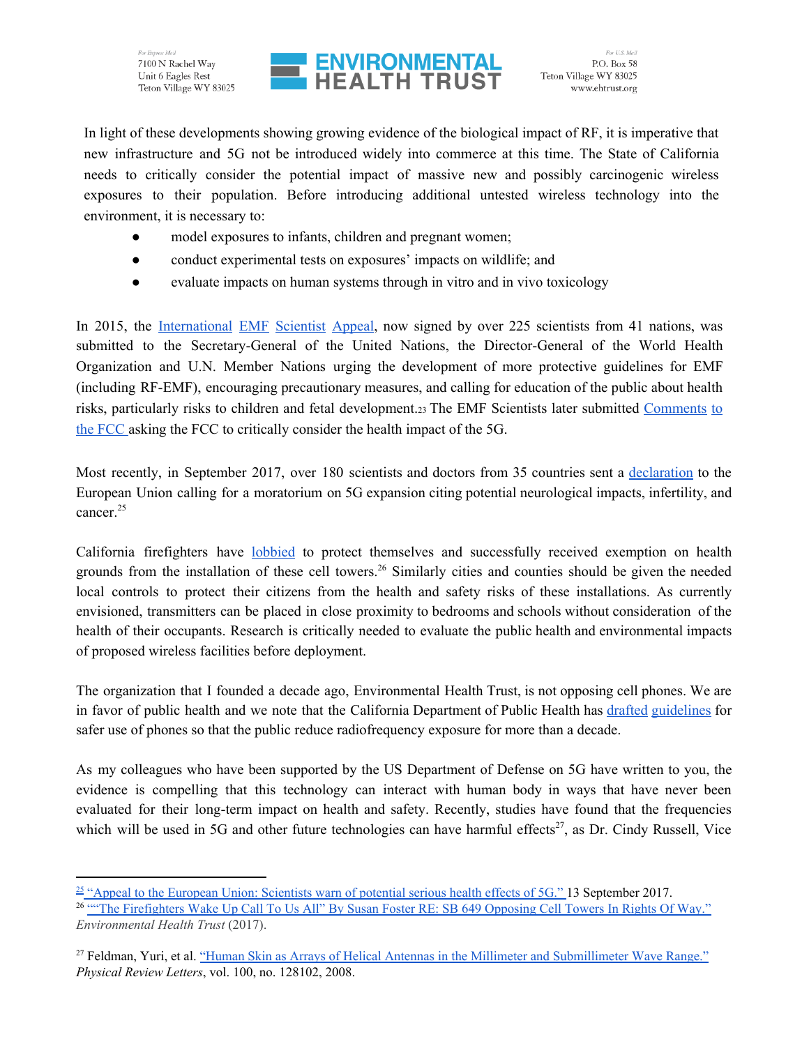In light of these developments showing growing evidence of the biological impact of RF, it is imperative that new infrastructure and 5G not be introduced widely into commerce at this time. The State of California needs to critically consider the potential impact of massive new and possibly carcinogenic wireless exposures to their population. Before introducing additional untested wireless technology into the environment, it is necessary to:

- model exposures to infants, children and pregnant women;
- conduct experimental tests on exposures' impacts on wildlife; and
- evaluate impacts on human systems through in vitro and in vivo toxicology

In 2015, the International EMF Scientist Appeal, now signed by over 225 scientists from 41 nations, was submitted to the Secretary-General of the United Nations, the Director-General of the World Health Organization and U.N. Member Nations urging the development of more protective guidelines for EMF (including RF-EMF), encouraging precautionary measures, and calling for education of the public about health risks, particularly risks to children and fetal development.[23] The EMF Scientists later submitted Comments to the FCC asking the FCC to critically consider the health impact of the 5G.

Most recently, in September 2017, over 180 scientists and doctors from 35 countries sent a declaration to the European Union calling for a moratorium on 5G expansion citing potential neurological impacts, infertility, and cancer.[25]

California firefighters have lobbied to protect themselves and successfully received exemption on health grounds from the installation of these cell towers.[26] Similarly cities and counties should be given the needed local controls to protect their citizens from the health and safety risks of these installations. As currently envisioned, transmitters can be placed in close proximity to bedrooms and schools without consideration of the health of their occupants. Research is critically needed to evaluate the public health and environmental impacts of proposed wireless facilities before deployment.

The organization that I founded a decade ago, Environmental Health Trust, is not opposing cell phones. We are in favor of public health and we note that the California Department of Public Health has drafted guidelines for safer use of phones so that the public reduce radiofrequency exposure for more than a decade.

As my colleagues who have been supported by the US Department of Defense on 5G have written to you, the evidence is compelling that this technology can interact with human body in ways that have never been evaluated for their long-term impact on health and safety. Recently, studies have found that the frequencies which will be used in 5G and other future technologies can have harmful effects[27], as Dr. Cindy Russell, Vice

---

[25] "Appeal to the European Union: Scientists warn of potential serious health effects of 5G." 13 September 2017.

[26] ""The Firefighters Wake Up Call To Us All" By Susan Foster RE: SB 649 Opposing Cell Towers In Rights Of Way." *Environmental Health Trust* (2017).

[27] Feldman, Yuri, et al. "Human Skin as Arrays of Helical Antennas in the Millimeter and Submillimeter Wave Range." *Physical Review Letters*, vol. 100, no. 128102, 2008.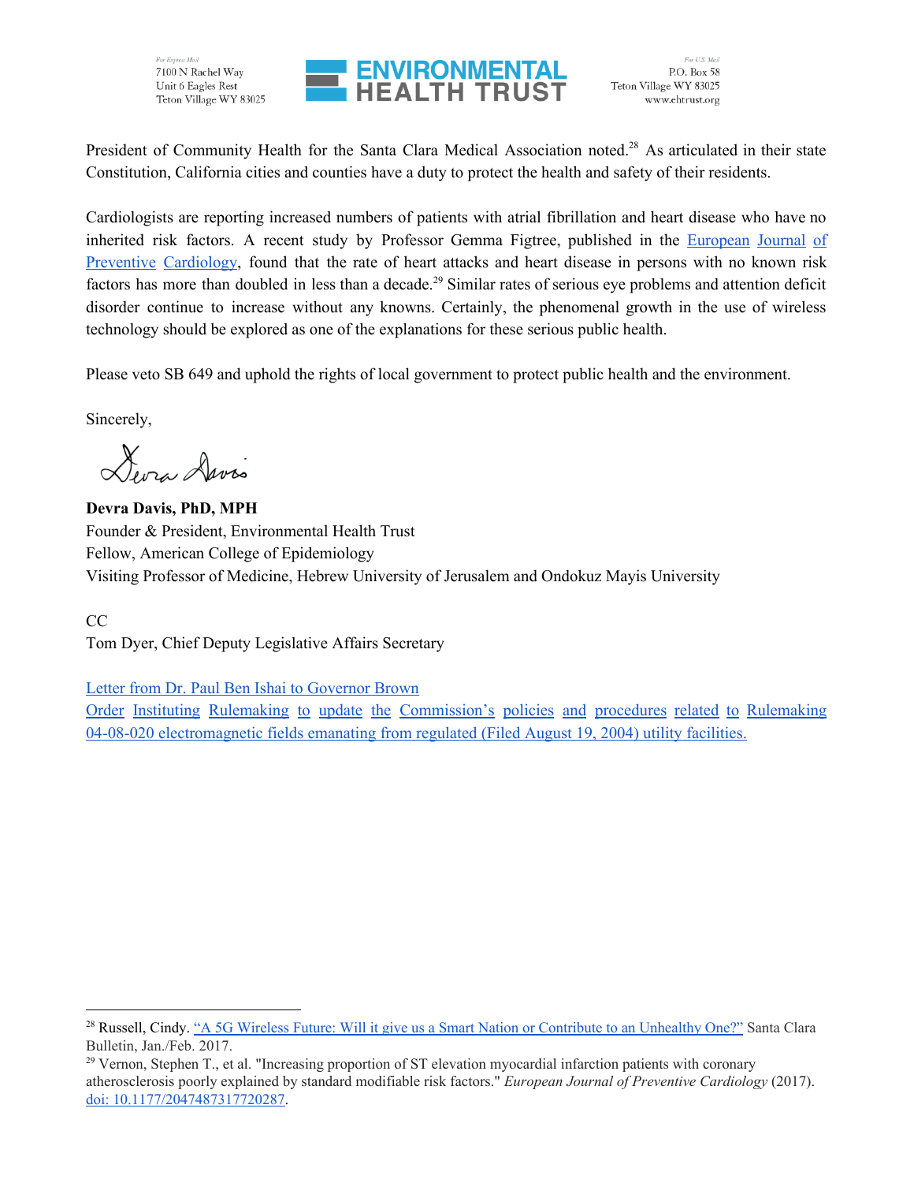President of Community Health for the Santa Clara Medical Association noted.[28] As articulated in their state Constitution, California cities and counties have a duty to protect the health and safety of their residents.

Cardiologists are reporting increased numbers of patients with atrial fibrillation and heart disease who have no inherited risk factors. A recent study by Professor Gemma Figtree, published in the European Journal of Preventive Cardiology, found that the rate of heart attacks and heart disease in persons with no known risk factors has more than doubled in less than a decade.[29] Similar rates of serious eye problems and attention deficit disorder continue to increase without any knowns. Certainly, the phenomenal growth in the use of wireless technology should be explored as one of the explanations for these serious public health.

Please veto SB 649 and uphold the rights of local government to protect public health and the environment.

Sincerely,

Devra Davis

**Devra Davis, PhD, MPH**
Founder & President, Environmental Health Trust
Fellow, American College of Epidemiology
Visiting Professor of Medicine, Hebrew University of Jerusalem and Ondokuz Mayis University

CC
Tom Dyer, Chief Deputy Legislative Affairs Secretary

Letter from Dr. Paul Ben Ishai to Governor Brown
Order Instituting Rulemaking to update the Commission's policies and procedures related to Rulemaking 04-08-020 electromagnetic fields emanating from regulated (Filed August 19, 2004) utility facilities.

---

[28] Russell, Cindy. "A 5G Wireless Future: Will it give us a Smart Nation or Contribute to an Unhealthy One?" Santa Clara Bulletin, Jan./Feb. 2017.

[29] Vernon, Stephen T., et al. "Increasing proportion of ST elevation myocardial infarction patients with coronary atherosclerosis poorly explained by standard modifiable risk factors." *European Journal of Preventive Cardiology* (2017). doi: 10.1177/2047487317720287.